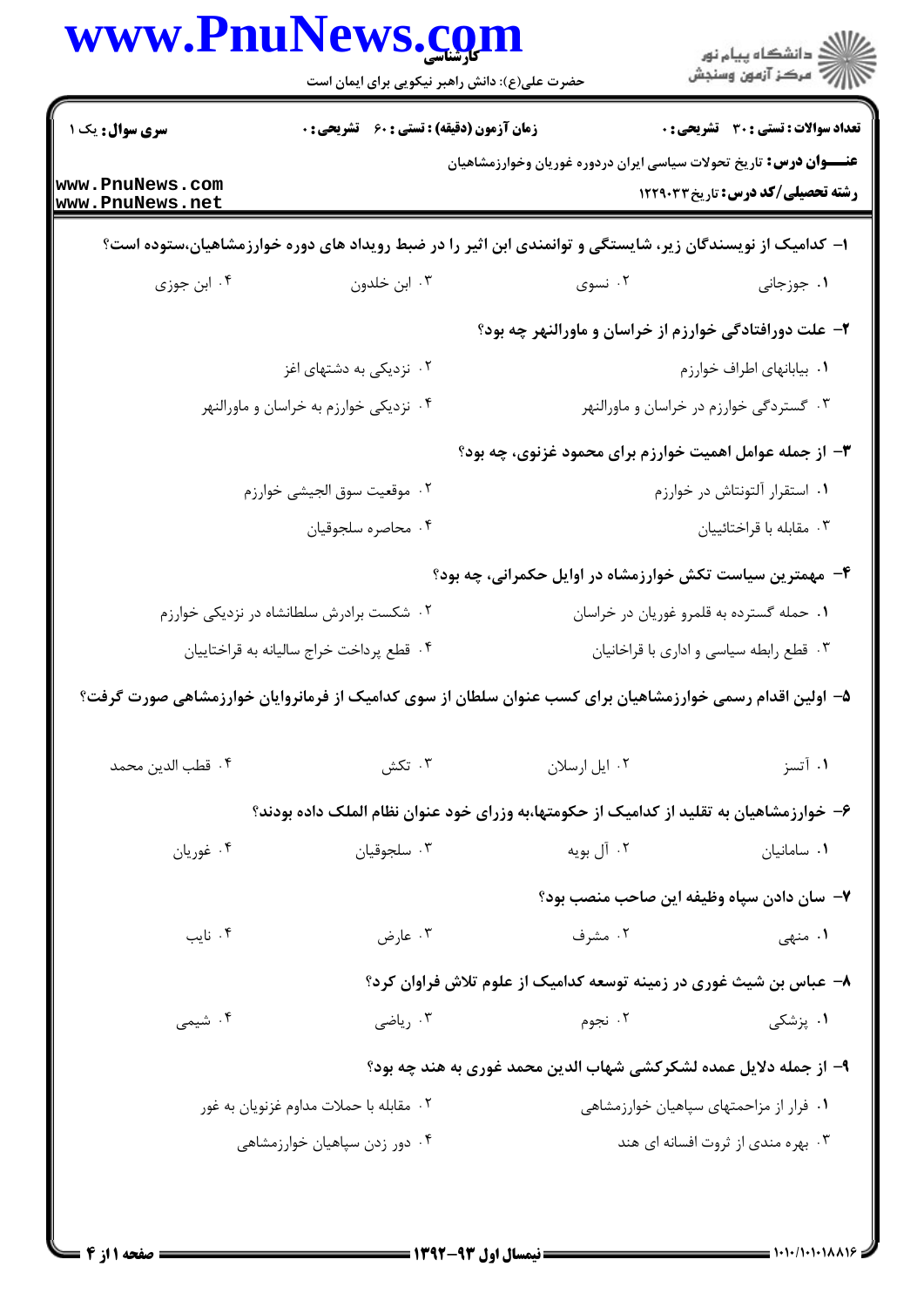**سری سوال:** یک ۱

**زمان آزمون (دقیقه) : تستی : ۶۰ تشریحی : ۰**

**تعداد سوالات : تستی : ۳۰ تشریحی : ۰**

**عنـــوان درس:** تاریخ تحولات سیاسی ایران دردوره غوریان وخوارزمشاهیان

**رشته تحصیلی/کد درس:** تاریخ ۱۲۲۹۰۳۳

۱- کدامیک از نویسندگان زیر، شایستگی و توانمندی ابن اثیر را در ضبط رویداد های دوره خوارزمشاهیان،ستوده است؟

۱. جوزجانی
۲. نسوی
۳. ابن خلدون
۴. ابن جوزی

۲- علت دورافتادگی خوارزم از خراسان و ماورالنهر چه بود؟

۱. بیابانهای اطراف خوارزم
۲. نزدیکی به دشتهای اغز
۳. گستردگی خوارزم در خراسان و ماورالنهر
۴. نزدیکی خوارزم به خراسان و ماورالنهر

۳- از جمله عوامل اهمیت خوارزم برای محمود غزنوی، چه بود؟

۱. استقرار آلتونتاش در خوارزم
۲. موقعیت سوق الجیشی خوارزم
۳. مقابله با قراختائیان
۴. محاصره سلجوقیان

۴- مهمترین سیاست تکش خوارزمشاه در اوایل حکمرانی، چه بود؟

۱. حمله گسترده به قلمرو غوریان در خراسان
۲. شکست برادرش سلطانشاه در نزدیکی خوارزم
۳. قطع رابطه سیاسی و اداری با قراخانیان
۴. قطع پرداخت خراج سالیانه به قراختاییان

۵- اولین اقدام رسمی خوارزمشاهیان برای کسب عنوان سلطان از سوی کدامیک از فرمانروایان خوارزمشاهی صورت گرفت؟

۱. آتسز
۲. ایل ارسلان
۳. تکش
۴. قطب الدین محمد

۶- خوارزمشاهیان به تقلید از کدامیک از حکومتها،به وزرای خود عنوان نظام الملک داده بودند؟

۱. سامانیان
۲. آل بویه
۳. سلجوقیان
۴. غوریان

۷- سان دادن سپاه وظیفه این صاحب منصب بود؟

۱. منهی
۲. مشرف
۳. عارض
۴. نایب

۸- عباس بن شیث غوری در زمینه توسعه کدامیک از علوم تلاش فراوان کرد؟

۱. پزشکی
۲. نجوم
۳. ریاضی
۴. شیمی

۹- از جمله دلایل عمده لشکرکشی شهاب الدین محمد غوری به هند چه بود؟

۱. فرار از مزاحمتهای سپاهیان خوارزمشاهی
۲. مقابله با حملات مداوم غزنویان به غور
۳. بهره مندی از ثروت افسانه ای هند
۴. دور زدن سپاهیان خوارزمشاهی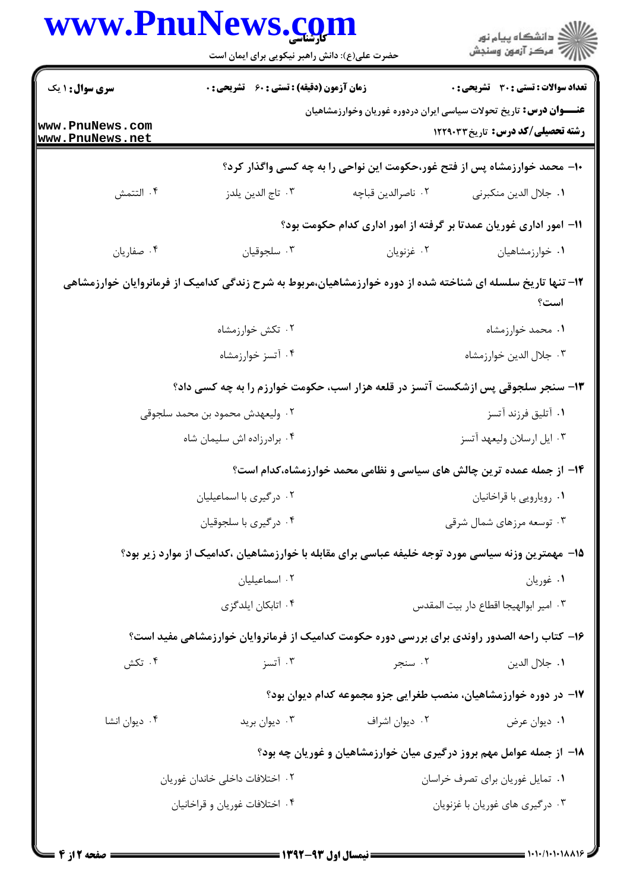**سری سوال:** ۱ یک

**زمان آزمون (دقیقه) : تستی : ۶۰ تشریحی : ۰**

**تعداد سوالات : تستی : ۳۰ تشریحی : ۰**

**عنـــوان درس:** تاریخ تحولات سیاسی ایران دردوره غوریان وخوارزمشاهیان

**رشته تحصیلی/کد درس:** تاریخ۱۲۲۹۰۳۳

۱۰- محمد خوارزمشاه پس از فتح غور،حکومت این نواحی را به چه کسی واگذار کرد؟

۱. جلال الدین منکبرنی
۲. ناصرالدین قباچه
۳. تاج الدین یلدز
۴. التتمش

۱۱- امور اداری غوریان عمدتا بر گرفته از امور اداری کدام حکومت بود؟

۱. خوارزمشاهیان
۲. غزنویان
۳. سلجوقیان
۴. صفاریان

۱۲- تنها تاریخ سلسله ای شناخته شده از دوره خوارزمشاهیان،مربوط به شرح زندگی کدامیک از فرمانروایان خوارزمشاهی است؟

۱. محمد خوارزمشاه
۲. تکش خوارزمشاه
۳. جلال الدین خوارزمشاه
۴. آتسز خوارزمشاه

۱۳- سنجر سلجوقی پس ازشکست آتسز در قلعه هزار اسب، حکومت خوارزم را به چه کسی داد؟

۱. آتلیق فرزند آتسز
۲. ولیعهدش محمود بن محمد سلجوقی
۳. ایل ارسلان ولیعهد آتسز
۴. برادرزاده اش سلیمان شاه

۱۴- از جمله عمده ترین چالش های سیاسی و نظامی محمد خوارزمشاه،کدام است؟

۱. رویارویی با قراخانیان
۲. درگیری با اسماعیلیان
۳. توسعه مرزهای شمال شرقی
۴. درگیری با سلجوقیان

۱۵- مهمترین وزنه سیاسی مورد توجه خلیفه عباسی برای مقابله با خوارزمشاهیان ،کدامیک از موارد زیر بود؟

۱. غوریان
۲. اسماعیلیان
۳. امیر ابوالهیجا اقطاع دار بیت المقدس
۴. اتابکان ایلدگزی

۱۶- کتاب راحه الصدور راوندی برای بررسی دوره حکومت کدامیک از فرمانروایان خوارزمشاهی مفید است؟

۱. جلال الدین
۲. سنجر
۳. آتسز
۴. تکش

۱۷- در دوره خوارزمشاهیان، منصب طغرایی جزو مجموعه کدام دیوان بود؟

۱. دیوان عرض
۲. دیوان اشراف
۳. دیوان برید
۴. دیوان انشا

۱۸- از جمله عوامل مهم بروز درگیری میان خوارزمشاهیان و غوریان چه بود؟

۱. تمایل غوریان برای تصرف خراسان
۲. اختلافات داخلی خاندان غوریان
۳. درگیری های غوریان با غزنویان
۴. اختلافات غوریان و قراخانیان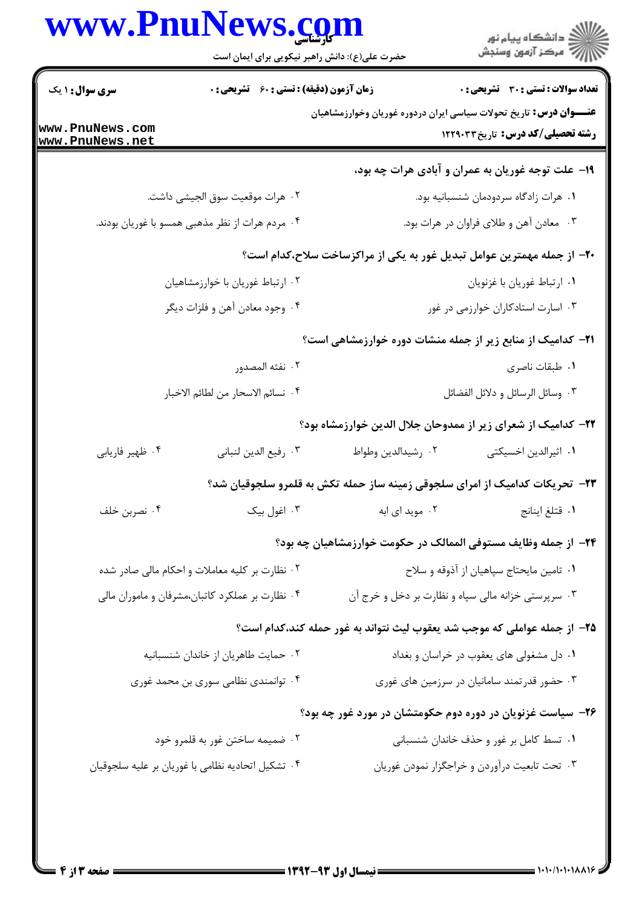**عنـــوان درس:** تاریخ تحولات سیاسی ایران دردوره غوریان وخوارزمشاهیان

**رشته تحصیلی/کد درس:** تاریخ۱۲۲۹۰۳۳

**تعداد سوالات: تستی : ۳۰ تشریحی : ۰** | **زمان آزمون (دقیقه) : تستی : ۶۰ تشریحی : ۰** | **سری سوال : ۱ یک**

۱۹- علت توجه غوریان به عمران و آبادی هرات چه بود،

۱. هرات زادگاه سردودمان شنسبانیه بود.

۲. هرات موقعیت سوق الجیشی داشت.

۳. معادن آهن و طلای فراوان در هرات بود.

۴. مردم هرات از نظر مذهبی همسو با غوریان بودند.

۲۰- از جمله مهمترین عوامل تبدیل غور به یکی از مراکزساخت سلاح،کدام است؟

۱. ارتباط غوریان با غزنویان

۲. ارتباط غوریان با خوارزمشاهیان

۳. اسارت استادکاران خوارزمی در غور

۴. وجود معادن آهن و فلزات دیگر

۲۱- کدامیک از منابع زیر از جمله منشات دوره خوارزمشاهی است؟

۱. طبقات ناصری

۲. نفثه المصدور

۳. وسائل الرسائل و دلائل الفضائل

۴. نسائم الاسحار من لطائم الاخبار

۲۲- کدامیک از شعرای زیر از ممدوحان جلال الدین خوارزمشاه بود؟

۱. اثیرالدین اخسیکتی

۲. رشیدالدین وطواط

۳. رفیع الدین لنبانی

۴. ظهیر فاریابی

۲۳- تحریکات کدامیک از امرای سلجوقی زمینه ساز حمله تکش به قلمرو سلجوقیان شد؟

۱. قتلغ اینانج

۲. موید ای ابه

۳. اغول بیک

۴. نصربن خلف

۲۴- از جمله وظایف مستوفی الممالک در حکومت خوارزمشاهیان چه بود؟

۱. تامین مایحتاج سپاهیان از آذوقه و سلاح

۲. نظارت بر کلیه معاملات و احکام مالی صادر شده

۳. سرپرستی خزانه مالی سپاه و نظارت بر دخل و خرج آن

۴. نظارت بر عملکرد کاتبان،مشرفان و ماموران مالی

۲۵- از جمله عواملی که موجب شد یعقوب لیث نتواند به غور حمله کند،کدام است؟

۱. دل مشغولی های یعقوب در خراسان و بغداد

۲. حمایت طاهریان از خاندان شنسبانیه

۳. حضور قدرتمند سامانیان در سرزمین های غوری

۴. توانمندی نظامی سوری بن محمد غوری

۲۶- سیاست غزنویان در دوره دوم حکومتشان در مورد غور چه بود؟

۱. تسط کامل بر غور و حذف خاندان شنسبانی

۲. ضمیمه ساختن غور به قلمرو خود

۳. تحت تابعیت درآوردن و خراجگزار نمودن غوریان

۴. تشکیل اتحادیه نظامی با غوریان بر علیه سلجوقیان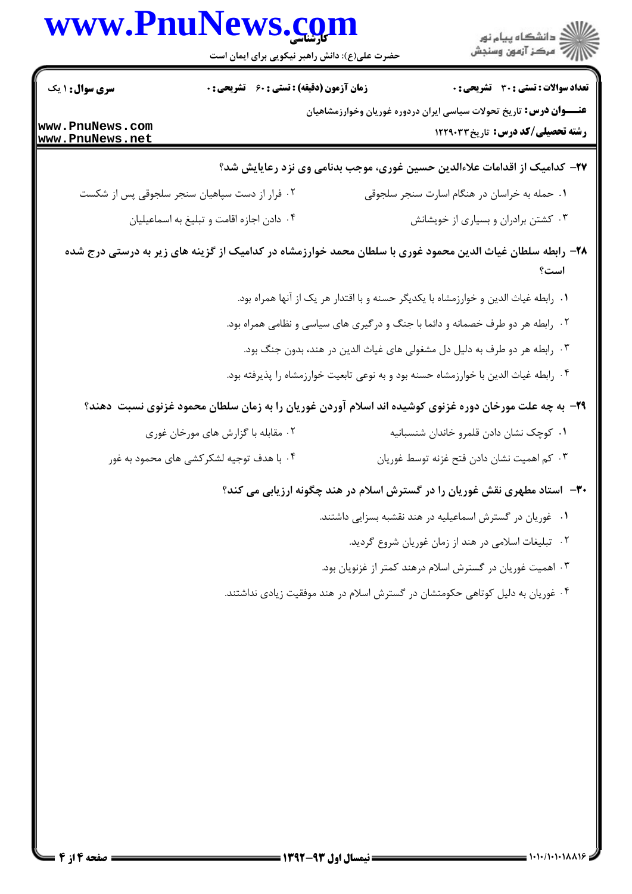۲۷- کدامیک از اقدامات علاءالدین حسین غوری، موجب بدنامی وی نزد رعایایش شد؟

۱. حمله به خراسان در هنگام اسارت سنجر سلجوقی

۲. فرار از دست سپاهیان سنجر سلجوقی پس از شکست

۳. کشتن برادران و بسیاری از خویشانش

۴. دادن اجازه اقامت و تبلیغ به اسماعیلیان

۲۸- رابطه سلطان غیاث الدین محمود غوری با سلطان محمد خوارزمشاه در کدامیک از گزینه های زیر به درستی درج شده است؟

۱. رابطه غیاث الدین و خوارزمشاه با یکدیگر حسنه و با اقتدار هر یک از آنها همراه بود.

۲. رابطه هر دو طرف خصمانه و دائما با جنگ و درگیری های سیاسی و نظامی همراه بود.

۳. رابطه هر دو طرف به دلیل دل مشغولی های غیاث الدین در هند، بدون جنگ بود.

۴. رابطه غیاث الدین با خوارزمشاه حسنه بود و به نوعی تابعیت خوارزمشاه را پذیرفته بود.

۲۹- به چه علت مورخان دوره غزنوی کوشیده اند اسلام آوردن غوریان را به زمان سلطان محمود غزنوی نسبت دهند؟

۱. کوچک نشان دادن قلمرو خاندان شنسبانیه

۲. مقابله با گزارش های مورخان غوری

۳. کم اهمیت نشان دادن فتح غزنه توسط غوریان

۴. با هدف توجیه لشکرکشی های محمود به غور

۳۰- استاد مطهری نقش غوریان را در گسترش اسلام در هند چگونه ارزیابی می کند؟

۱. غوریان در گسترش اسماعیلیه در هند نقشبه بسزایی داشتند.

۲. تبلیغات اسلامی در هند از زمان غوریان شروع گردید.

۳. اهمیت غوریان در گسترش اسلام درهند کمتر از غزنویان بود.

۴. غوریان به دلیل کوتاهی حکومتشان در گسترش اسلام در هند موفقیت زیادی نداشتند.